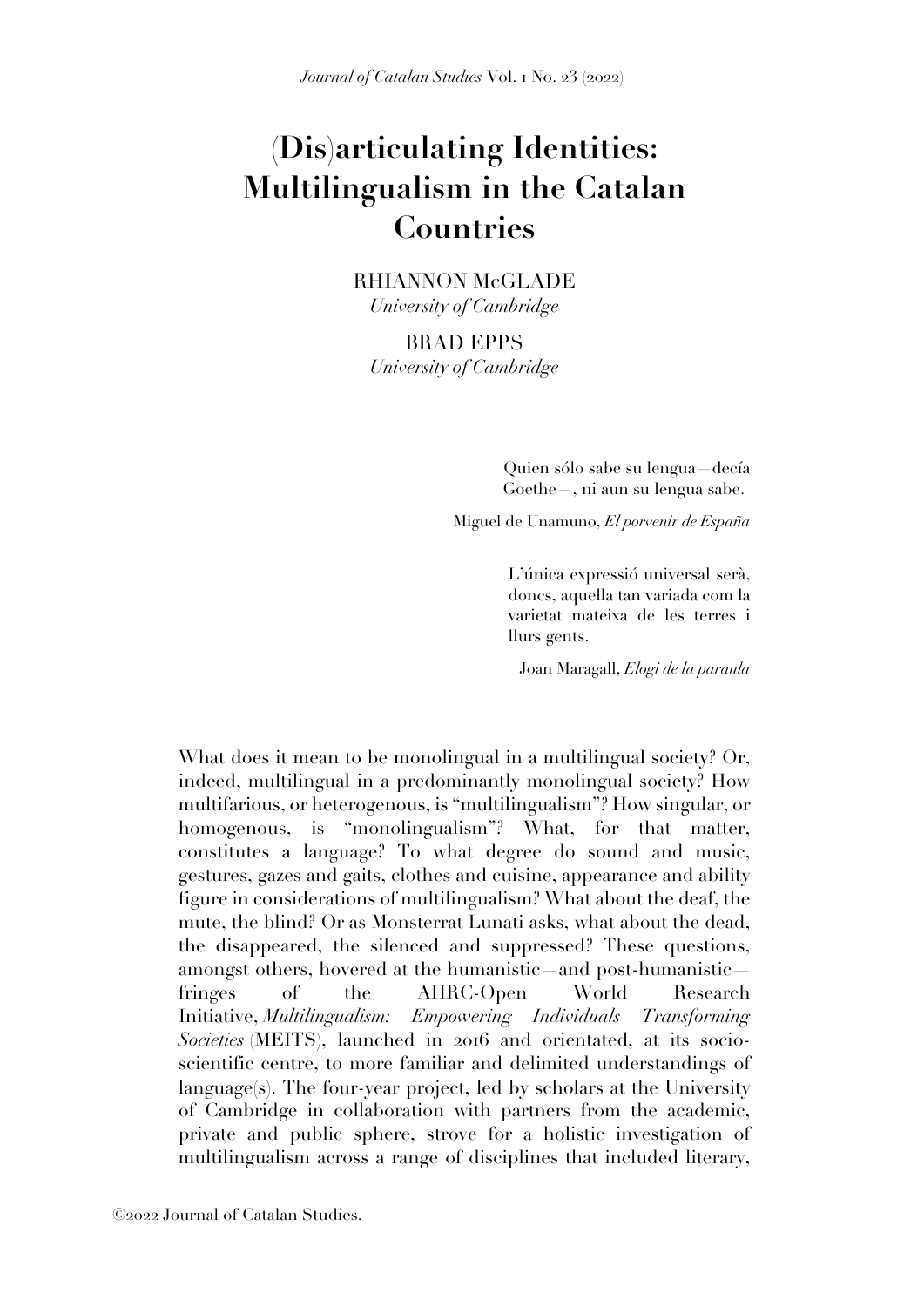# (Dis)articulating Identities: Multilingualism in the Catalan Countries

RHIANNON McGLADE
*University of Cambridge*

BRAD EPPS
*University of Cambridge*

> Quien sólo sabe su lengua—decía Goethe—, ni aun su lengua sabe.
>
> Miguel de Unamuno, *El porvenir de España*

> L'única expressió universal serà, doncs, aquella tan variada com la varietat mateixa de les terres i llurs gents.
>
> Joan Maragall, *Elogi de la paraula*

What does it mean to be monolingual in a multilingual society? Or, indeed, multilingual in a predominantly monolingual society? How multifarious, or heterogenous, is "multilingualism"? How singular, or homogenous, is "monolingualism"? What, for that matter, constitutes a language? To what degree do sound and music, gestures, gazes and gaits, clothes and cuisine, appearance and ability figure in considerations of multilingualism? What about the deaf, the mute, the blind? Or as Monsterrat Lunati asks, what about the dead, the disappeared, the silenced and suppressed? These questions, amongst others, hovered at the humanistic—and post-humanistic—fringes of the AHRC-Open World Research Initiative, *Multilingualism: Empowering Individuals Transforming Societies* (MEITS), launched in 2016 and orientated, at its socio-scientific centre, to more familiar and delimited understandings of language(s). The four-year project, led by scholars at the University of Cambridge in collaboration with partners from the academic, private and public sphere, strove for a holistic investigation of multilingualism across a range of disciplines that included literary,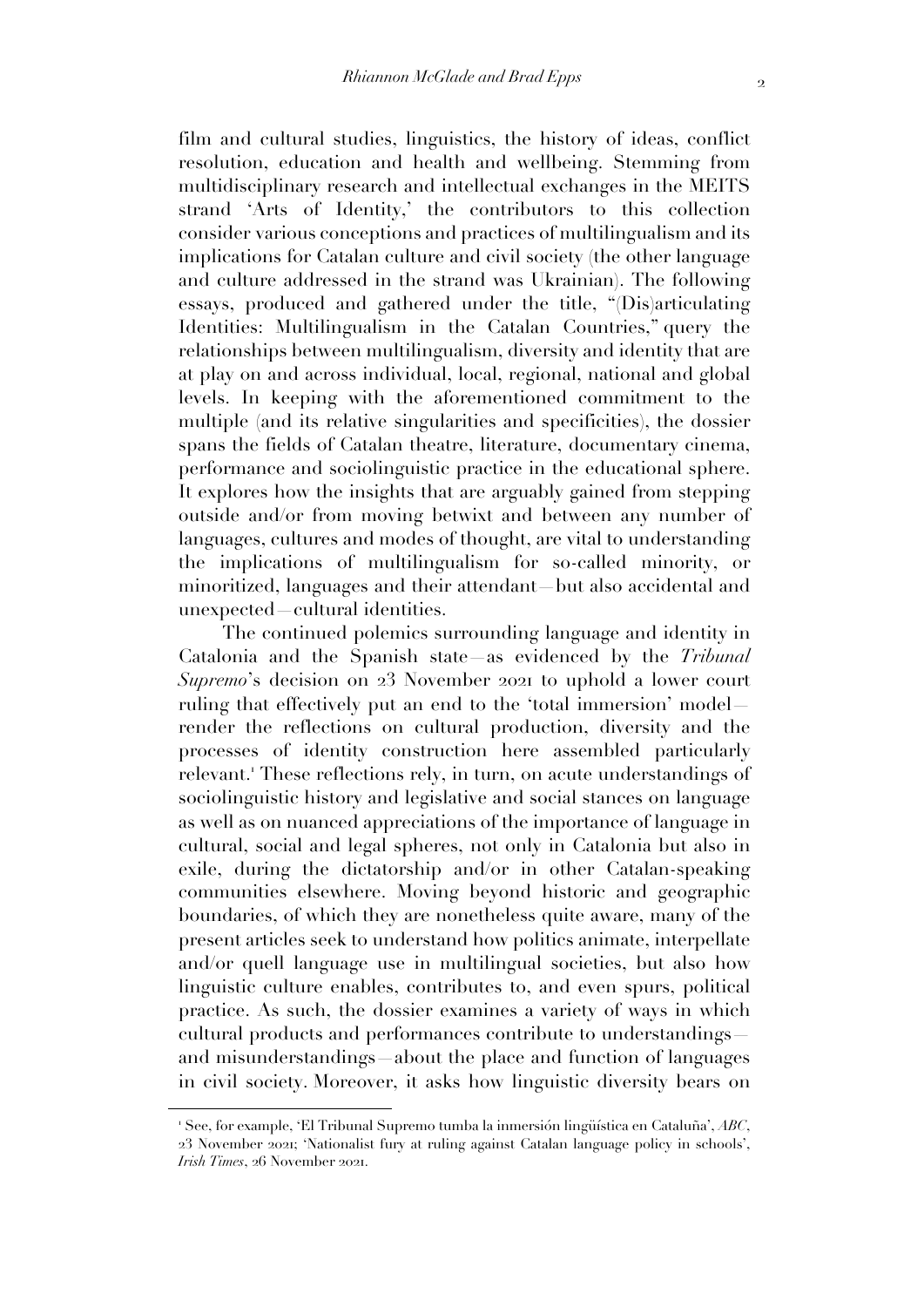film and cultural studies, linguistics, the history of ideas, conflict resolution, education and health and wellbeing. Stemming from multidisciplinary research and intellectual exchanges in the MEITS strand 'Arts of Identity,' the contributors to this collection consider various conceptions and practices of multilingualism and its implications for Catalan culture and civil society (the other language and culture addressed in the strand was Ukrainian). The following essays, produced and gathered under the title, "(Dis)articulating Identities: Multilingualism in the Catalan Countries," query the relationships between multilingualism, diversity and identity that are at play on and across individual, local, regional, national and global levels. In keeping with the aforementioned commitment to the multiple (and its relative singularities and specificities), the dossier spans the fields of Catalan theatre, literature, documentary cinema, performance and sociolinguistic practice in the educational sphere. It explores how the insights that are arguably gained from stepping outside and/or from moving betwixt and between any number of languages, cultures and modes of thought, are vital to understanding the implications of multilingualism for so-called minority, or minoritized, languages and their attendant—but also accidental and unexpected—cultural identities.

The continued polemics surrounding language and identity in Catalonia and the Spanish state—as evidenced by the *Tribunal Supremo*'s decision on 23 November 2021 to uphold a lower court ruling that effectively put an end to the 'total immersion' model—render the reflections on cultural production, diversity and the processes of identity construction here assembled particularly relevant.[1] These reflections rely, in turn, on acute understandings of sociolinguistic history and legislative and social stances on language as well as on nuanced appreciations of the importance of language in cultural, social and legal spheres, not only in Catalonia but also in exile, during the dictatorship and/or in other Catalan-speaking communities elsewhere. Moving beyond historic and geographic boundaries, of which they are nonetheless quite aware, many of the present articles seek to understand how politics animate, interpellate and/or quell language use in multilingual societies, but also how linguistic culture enables, contributes to, and even spurs, political practice. As such, the dossier examines a variety of ways in which cultural products and performances contribute to understandings—and misunderstandings—about the place and function of languages in civil society. Moreover, it asks how linguistic diversity bears on

---

[1] See, for example, 'El Tribunal Supremo tumba la inmersión lingüística en Cataluña', *ABC*, 23 November 2021; 'Nationalist fury at ruling against Catalan language policy in schools', *Irish Times*, 26 November 2021.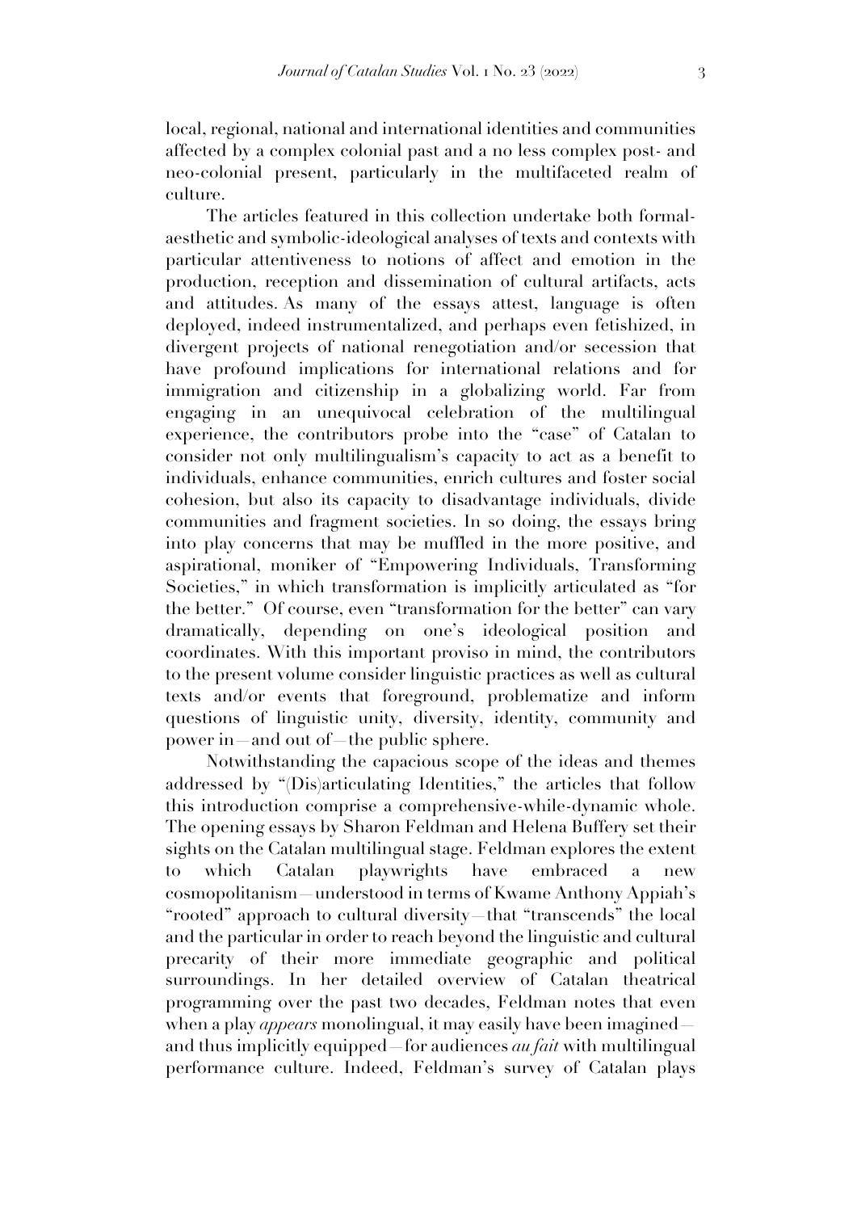local, regional, national and international identities and communities affected by a complex colonial past and a no less complex post- and neo-colonial present, particularly in the multifaceted realm of culture.

The articles featured in this collection undertake both formal-aesthetic and symbolic-ideological analyses of texts and contexts with particular attentiveness to notions of affect and emotion in the production, reception and dissemination of cultural artifacts, acts and attitudes. As many of the essays attest, language is often deployed, indeed instrumentalized, and perhaps even fetishized, in divergent projects of national renegotiation and/or secession that have profound implications for international relations and for immigration and citizenship in a globalizing world. Far from engaging in an unequivocal celebration of the multilingual experience, the contributors probe into the "case" of Catalan to consider not only multilingualism's capacity to act as a benefit to individuals, enhance communities, enrich cultures and foster social cohesion, but also its capacity to disadvantage individuals, divide communities and fragment societies. In so doing, the essays bring into play concerns that may be muffled in the more positive, and aspirational, moniker of "Empowering Individuals, Transforming Societies," in which transformation is implicitly articulated as "for the better." Of course, even "transformation for the better" can vary dramatically, depending on one's ideological position and coordinates. With this important proviso in mind, the contributors to the present volume consider linguistic practices as well as cultural texts and/or events that foreground, problematize and inform questions of linguistic unity, diversity, identity, community and power in—and out of—the public sphere.

Notwithstanding the capacious scope of the ideas and themes addressed by "(Dis)articulating Identities," the articles that follow this introduction comprise a comprehensive-while-dynamic whole. The opening essays by Sharon Feldman and Helena Buffery set their sights on the Catalan multilingual stage. Feldman explores the extent to which Catalan playwrights have embraced a new cosmopolitanism—understood in terms of Kwame Anthony Appiah's "rooted" approach to cultural diversity—that "transcends" the local and the particular in order to reach beyond the linguistic and cultural precarity of their more immediate geographic and political surroundings. In her detailed overview of Catalan theatrical programming over the past two decades, Feldman notes that even when a play *appears* monolingual, it may easily have been imagined—and thus implicitly equipped—for audiences *au fait* with multilingual performance culture. Indeed, Feldman's survey of Catalan plays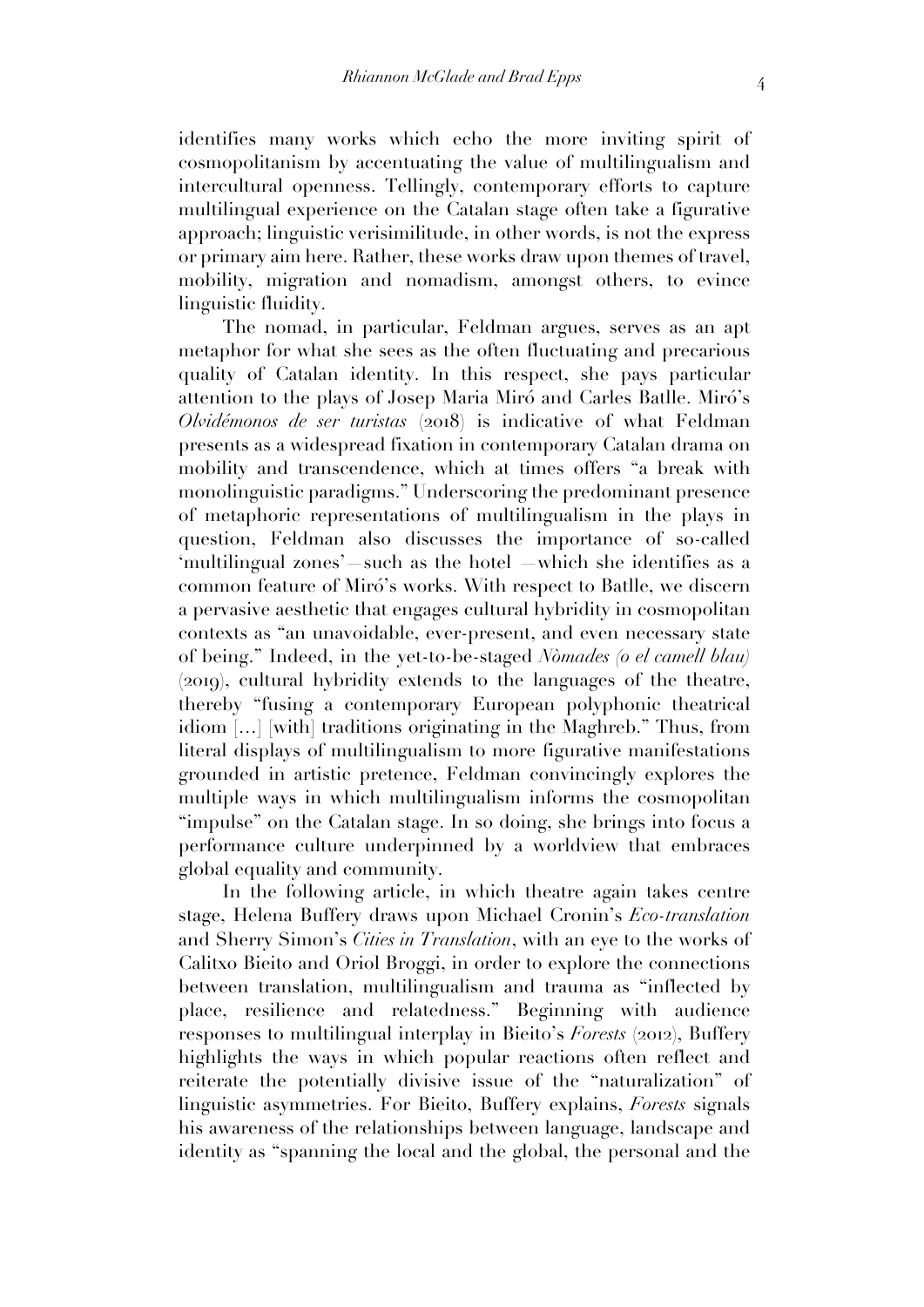identifies many works which echo the more inviting spirit of cosmopolitanism by accentuating the value of multilingualism and intercultural openness. Tellingly, contemporary efforts to capture multilingual experience on the Catalan stage often take a figurative approach; linguistic verisimilitude, in other words, is not the express or primary aim here. Rather, these works draw upon themes of travel, mobility, migration and nomadism, amongst others, to evince linguistic fluidity.

The nomad, in particular, Feldman argues, serves as an apt metaphor for what she sees as the often fluctuating and precarious quality of Catalan identity. In this respect, she pays particular attention to the plays of Josep Maria Miró and Carles Batlle. Miró's *Olvidémonos de ser turistas* (2018) is indicative of what Feldman presents as a widespread fixation in contemporary Catalan drama on mobility and transcendence, which at times offers "a break with monolinguistic paradigms." Underscoring the predominant presence of metaphoric representations of multilingualism in the plays in question, Feldman also discusses the importance of so-called 'multilingual zones'—such as the hotel —which she identifies as a common feature of Miró's works. With respect to Batlle, we discern a pervasive aesthetic that engages cultural hybridity in cosmopolitan contexts as "an unavoidable, ever-present, and even necessary state of being." Indeed, in the yet-to-be-staged *Nòmades (o el camell blau)* (2019), cultural hybridity extends to the languages of the theatre, thereby "fusing a contemporary European polyphonic theatrical idiom [...] [with] traditions originating in the Maghreb." Thus, from literal displays of multilingualism to more figurative manifestations grounded in artistic pretence, Feldman convincingly explores the multiple ways in which multilingualism informs the cosmopolitan "impulse" on the Catalan stage. In so doing, she brings into focus a performance culture underpinned by a worldview that embraces global equality and community.

In the following article, in which theatre again takes centre stage, Helena Buffery draws upon Michael Cronin's *Eco-translation* and Sherry Simon's *Cities in Translation*, with an eye to the works of Calitxo Bieito and Oriol Broggi, in order to explore the connections between translation, multilingualism and trauma as "inflected by place, resilience and relatedness." Beginning with audience responses to multilingual interplay in Bieito's *Forests* (2012), Buffery highlights the ways in which popular reactions often reflect and reiterate the potentially divisive issue of the "naturalization" of linguistic asymmetries. For Bieito, Buffery explains, *Forests* signals his awareness of the relationships between language, landscape and identity as "spanning the local and the global, the personal and the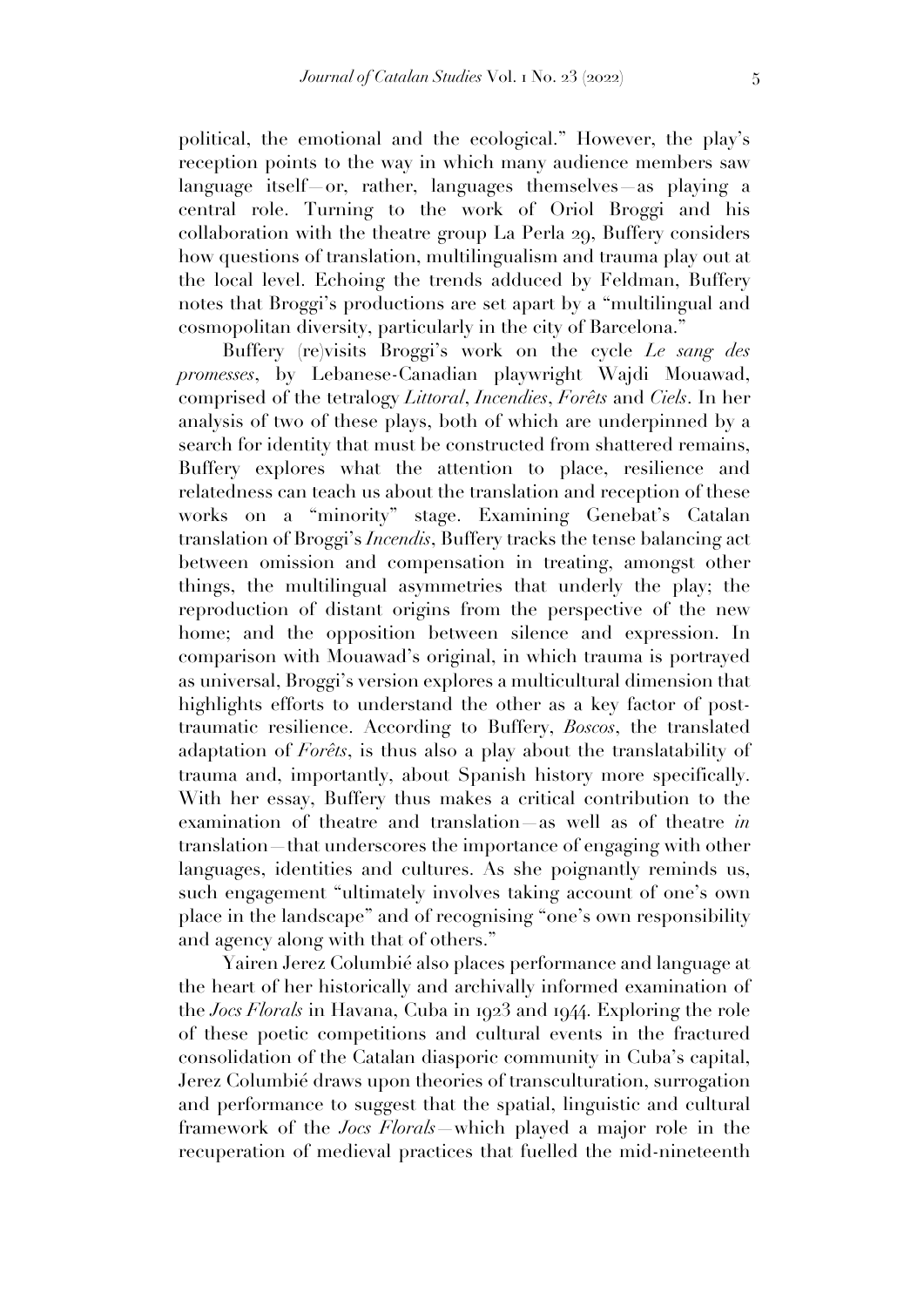political, the emotional and the ecological." However, the play's reception points to the way in which many audience members saw language itself—or, rather, languages themselves—as playing a central role. Turning to the work of Oriol Broggi and his collaboration with the theatre group La Perla 29, Buffery considers how questions of translation, multilingualism and trauma play out at the local level. Echoing the trends adduced by Feldman, Buffery notes that Broggi's productions are set apart by a "multilingual and cosmopolitan diversity, particularly in the city of Barcelona."

Buffery (re)visits Broggi's work on the cycle *Le sang des promesses*, by Lebanese-Canadian playwright Wajdi Mouawad, comprised of the tetralogy *Littoral*, *Incendies*, *Forêts* and *Ciels*. In her analysis of two of these plays, both of which are underpinned by a search for identity that must be constructed from shattered remains, Buffery explores what the attention to place, resilience and relatedness can teach us about the translation and reception of these works on a "minority" stage. Examining Genebat's Catalan translation of Broggi's *Incendis*, Buffery tracks the tense balancing act between omission and compensation in treating, amongst other things, the multilingual asymmetries that underly the play; the reproduction of distant origins from the perspective of the new home; and the opposition between silence and expression. In comparison with Mouawad's original, in which trauma is portrayed as universal, Broggi's version explores a multicultural dimension that highlights efforts to understand the other as a key factor of post-traumatic resilience. According to Buffery, *Boscos*, the translated adaptation of *Forêts*, is thus also a play about the translatability of trauma and, importantly, about Spanish history more specifically. With her essay, Buffery thus makes a critical contribution to the examination of theatre and translation—as well as of theatre *in* translation—that underscores the importance of engaging with other languages, identities and cultures. As she poignantly reminds us, such engagement "ultimately involves taking account of one's own place in the landscape" and of recognising "one's own responsibility and agency along with that of others."

Yairen Jerez Columbié also places performance and language at the heart of her historically and archivally informed examination of the *Jocs Florals* in Havana, Cuba in 1923 and 1944. Exploring the role of these poetic competitions and cultural events in the fractured consolidation of the Catalan diasporic community in Cuba's capital, Jerez Columbié draws upon theories of transculturation, surrogation and performance to suggest that the spatial, linguistic and cultural framework of the *Jocs Florals*—which played a major role in the recuperation of medieval practices that fuelled the mid-nineteenth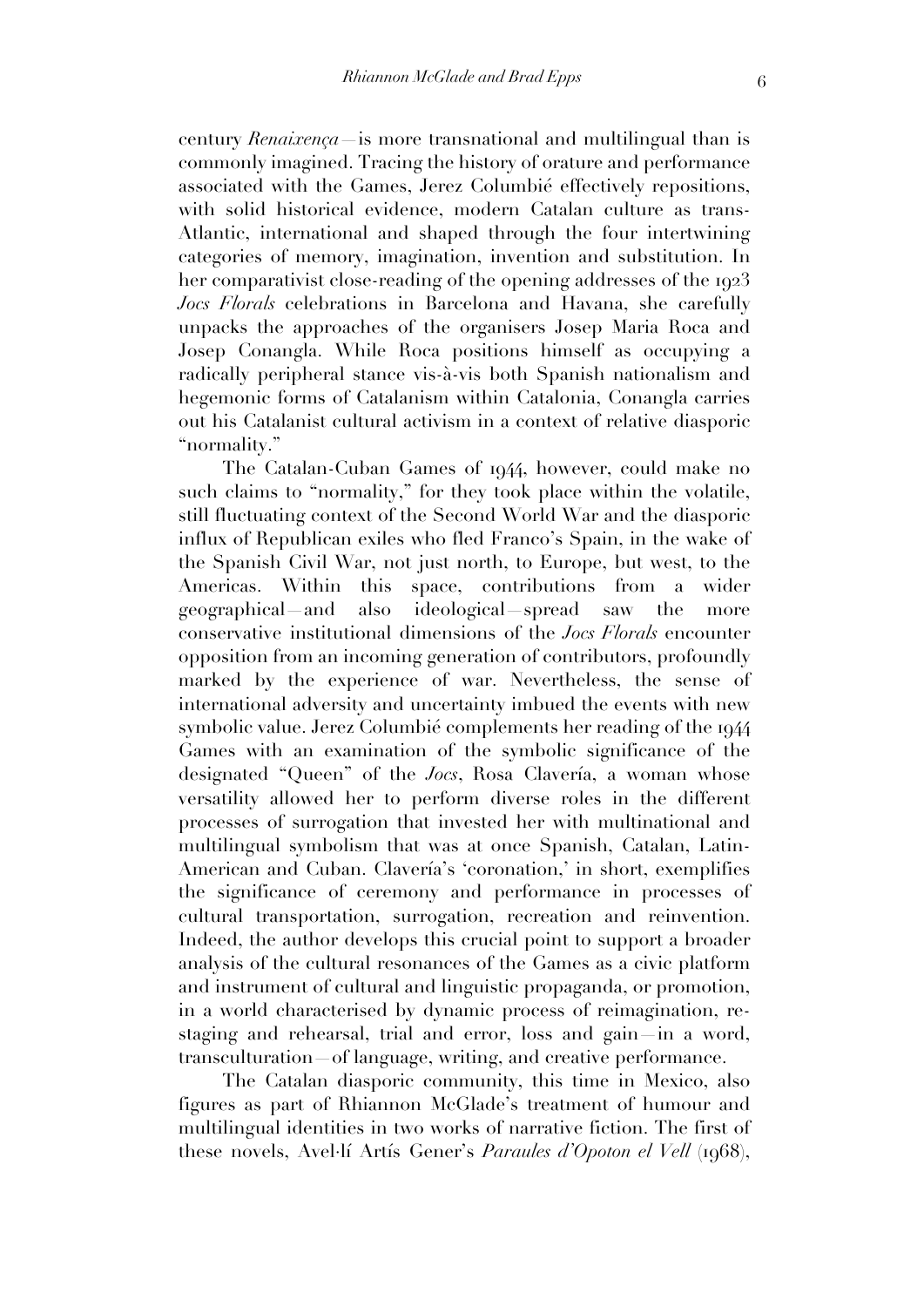century *Renaixença*—is more transnational and multilingual than is commonly imagined. Tracing the history of orature and performance associated with the Games, Jerez Columbié effectively repositions, with solid historical evidence, modern Catalan culture as trans-Atlantic, international and shaped through the four intertwining categories of memory, imagination, invention and substitution. In her comparativist close-reading of the opening addresses of the 1923 *Jocs Florals* celebrations in Barcelona and Havana, she carefully unpacks the approaches of the organisers Josep Maria Roca and Josep Conangla. While Roca positions himself as occupying a radically peripheral stance vis-à-vis both Spanish nationalism and hegemonic forms of Catalanism within Catalonia, Conangla carries out his Catalanist cultural activism in a context of relative diasporic "normality."

The Catalan-Cuban Games of 1944, however, could make no such claims to "normality," for they took place within the volatile, still fluctuating context of the Second World War and the diasporic influx of Republican exiles who fled Franco's Spain, in the wake of the Spanish Civil War, not just north, to Europe, but west, to the Americas. Within this space, contributions from a wider geographical—and also ideological—spread saw the more conservative institutional dimensions of the *Jocs Florals* encounter opposition from an incoming generation of contributors, profoundly marked by the experience of war. Nevertheless, the sense of international adversity and uncertainty imbued the events with new symbolic value. Jerez Columbié complements her reading of the 1944 Games with an examination of the symbolic significance of the designated "Queen" of the *Jocs*, Rosa Clavería, a woman whose versatility allowed her to perform diverse roles in the different processes of surrogation that invested her with multinational and multilingual symbolism that was at once Spanish, Catalan, Latin-American and Cuban. Clavería's 'coronation,' in short, exemplifies the significance of ceremony and performance in processes of cultural transportation, surrogation, recreation and reinvention. Indeed, the author develops this crucial point to support a broader analysis of the cultural resonances of the Games as a civic platform and instrument of cultural and linguistic propaganda, or promotion, in a world characterised by dynamic process of reimagination, re-staging and rehearsal, trial and error, loss and gain—in a word, transculturation—of language, writing, and creative performance.

The Catalan diasporic community, this time in Mexico, also figures as part of Rhiannon McGlade's treatment of humour and multilingual identities in two works of narrative fiction. The first of these novels, Avel·lí Artís Gener's *Paraules d'Opoton el Vell* (1968),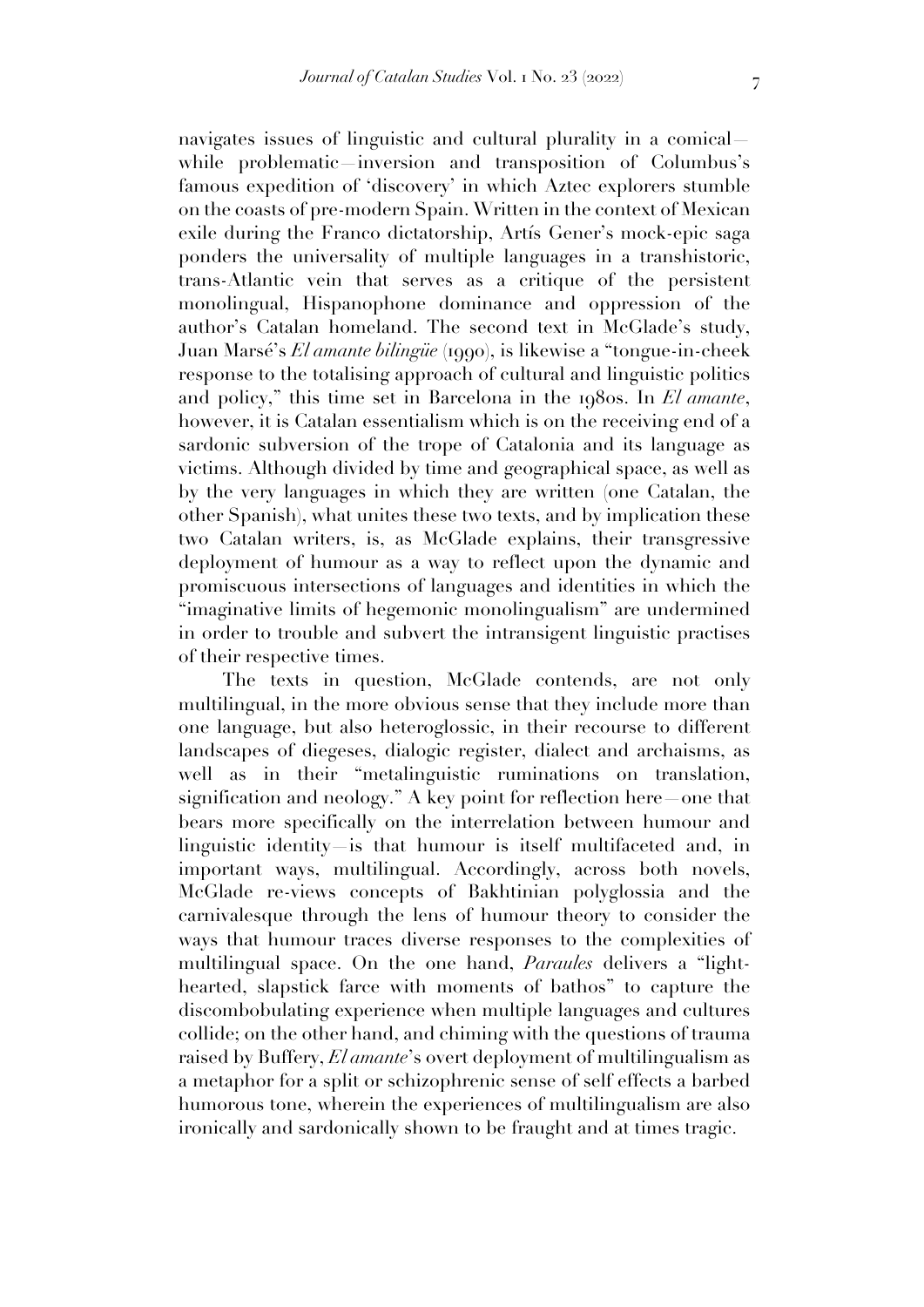navigates issues of linguistic and cultural plurality in a comical—while problematic—inversion and transposition of Columbus's famous expedition of 'discovery' in which Aztec explorers stumble on the coasts of pre-modern Spain. Written in the context of Mexican exile during the Franco dictatorship, Artís Gener's mock-epic saga ponders the universality of multiple languages in a transhistoric, trans-Atlantic vein that serves as a critique of the persistent monolingual, Hispanophone dominance and oppression of the author's Catalan homeland. The second text in McGlade's study, Juan Marsé's *El amante bilingüe* (1990), is likewise a "tongue-in-cheek response to the totalising approach of cultural and linguistic politics and policy," this time set in Barcelona in the 1980s. In *El amante*, however, it is Catalan essentialism which is on the receiving end of a sardonic subversion of the trope of Catalonia and its language as victims. Although divided by time and geographical space, as well as by the very languages in which they are written (one Catalan, the other Spanish), what unites these two texts, and by implication these two Catalan writers, is, as McGlade explains, their transgressive deployment of humour as a way to reflect upon the dynamic and promiscuous intersections of languages and identities in which the "imaginative limits of hegemonic monolingualism" are undermined in order to trouble and subvert the intransigent linguistic practises of their respective times.

The texts in question, McGlade contends, are not only multilingual, in the more obvious sense that they include more than one language, but also heteroglossic, in their recourse to different landscapes of diegeses, dialogic register, dialect and archaisms, as well as in their "metalinguistic ruminations on translation, signification and neology." A key point for reflection here—one that bears more specifically on the interrelation between humour and linguistic identity—is that humour is itself multifaceted and, in important ways, multilingual. Accordingly, across both novels, McGlade re-views concepts of Bakhtinian polyglossia and the carnivalesque through the lens of humour theory to consider the ways that humour traces diverse responses to the complexities of multilingual space. On the one hand, *Paraules* delivers a "light-hearted, slapstick farce with moments of bathos" to capture the discombobulating experience when multiple languages and cultures collide; on the other hand, and chiming with the questions of trauma raised by Buffery, *El amante*'s overt deployment of multilingualism as a metaphor for a split or schizophrenic sense of self effects a barbed humorous tone, wherein the experiences of multilingualism are also ironically and sardonically shown to be fraught and at times tragic.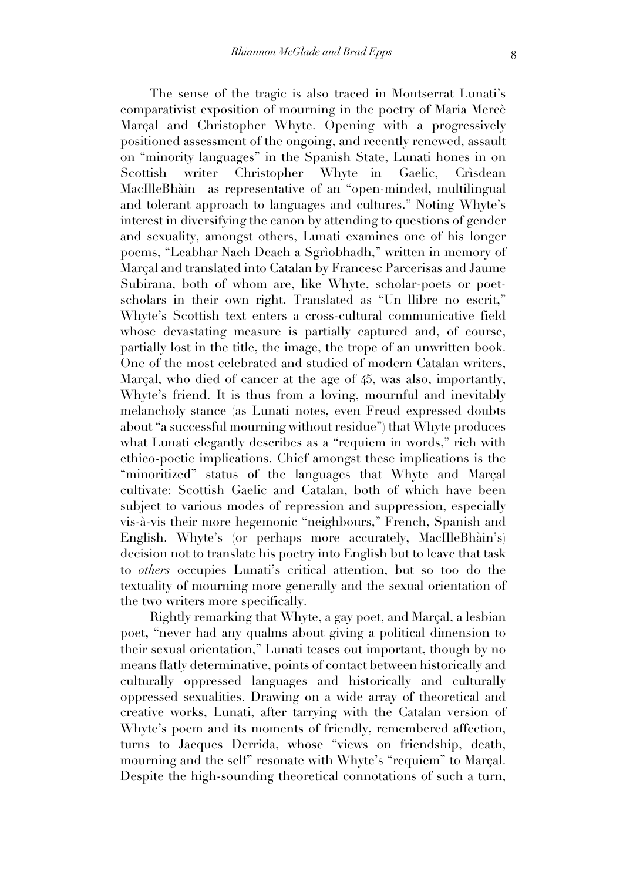The sense of the tragic is also traced in Montserrat Lunati's comparativist exposition of mourning in the poetry of Maria Mercè Marçal and Christopher Whyte. Opening with a progressively positioned assessment of the ongoing, and recently renewed, assault on "minority languages" in the Spanish State, Lunati hones in on Scottish writer Christopher Whyte—in Gaelic, Crìsdean MacIlleBhàin—as representative of an "open-minded, multilingual and tolerant approach to languages and cultures." Noting Whyte's interest in diversifying the canon by attending to questions of gender and sexuality, amongst others, Lunati examines one of his longer poems, "Leabhar Nach Deach a Sgrìobhadh," written in memory of Marçal and translated into Catalan by Francesc Parcerisas and Jaume Subirana, both of whom are, like Whyte, scholar-poets or poet-scholars in their own right. Translated as "Un llibre no escrit," Whyte's Scottish text enters a cross-cultural communicative field whose devastating measure is partially captured and, of course, partially lost in the title, the image, the trope of an unwritten book. One of the most celebrated and studied of modern Catalan writers, Marçal, who died of cancer at the age of 45, was also, importantly, Whyte's friend. It is thus from a loving, mournful and inevitably melancholy stance (as Lunati notes, even Freud expressed doubts about "a successful mourning without residue") that Whyte produces what Lunati elegantly describes as a "requiem in words," rich with ethico-poetic implications. Chief amongst these implications is the "minoritized" status of the languages that Whyte and Marçal cultivate: Scottish Gaelic and Catalan, both of which have been subject to various modes of repression and suppression, especially vis-à-vis their more hegemonic "neighbours," French, Spanish and English. Whyte's (or perhaps more accurately, MacIlleBhàin's) decision not to translate his poetry into English but to leave that task to *others* occupies Lunati's critical attention, but so too do the textuality of mourning more generally and the sexual orientation of the two writers more specifically.

Rightly remarking that Whyte, a gay poet, and Marçal, a lesbian poet, "never had any qualms about giving a political dimension to their sexual orientation," Lunati teases out important, though by no means flatly determinative, points of contact between historically and culturally oppressed languages and historically and culturally oppressed sexualities. Drawing on a wide array of theoretical and creative works, Lunati, after tarrying with the Catalan version of Whyte's poem and its moments of friendly, remembered affection, turns to Jacques Derrida, whose "views on friendship, death, mourning and the self" resonate with Whyte's "requiem" to Marçal. Despite the high-sounding theoretical connotations of such a turn,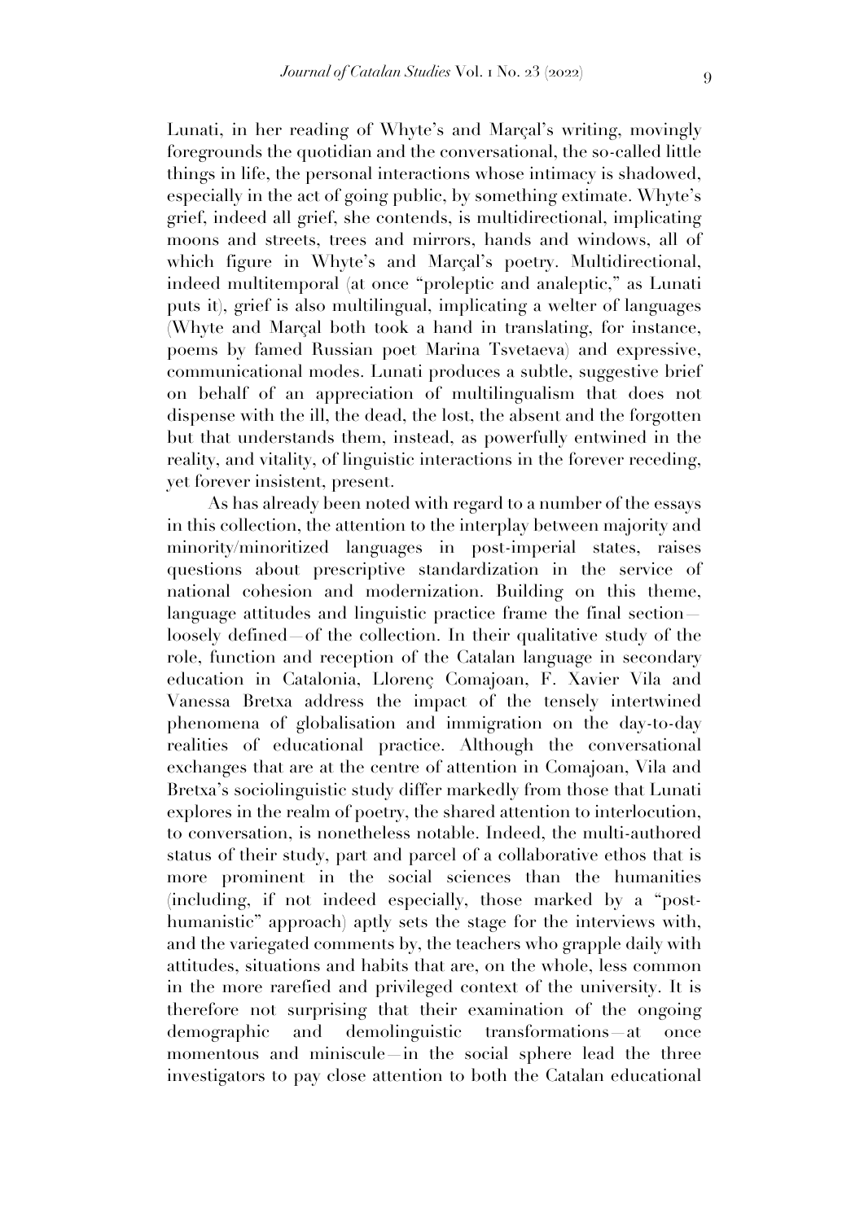Lunati, in her reading of Whyte's and Marçal's writing, movingly foregrounds the quotidian and the conversational, the so-called little things in life, the personal interactions whose intimacy is shadowed, especially in the act of going public, by something extimate. Whyte's grief, indeed all grief, she contends, is multidirectional, implicating moons and streets, trees and mirrors, hands and windows, all of which figure in Whyte's and Marçal's poetry. Multidirectional, indeed multitemporal (at once "proleptic and analeptic," as Lunati puts it), grief is also multilingual, implicating a welter of languages (Whyte and Marçal both took a hand in translating, for instance, poems by famed Russian poet Marina Tsvetaeva) and expressive, communicational modes. Lunati produces a subtle, suggestive brief on behalf of an appreciation of multilingualism that does not dispense with the ill, the dead, the lost, the absent and the forgotten but that understands them, instead, as powerfully entwined in the reality, and vitality, of linguistic interactions in the forever receding, yet forever insistent, present.

As has already been noted with regard to a number of the essays in this collection, the attention to the interplay between majority and minority/minoritized languages in post-imperial states, raises questions about prescriptive standardization in the service of national cohesion and modernization. Building on this theme, language attitudes and linguistic practice frame the final section—loosely defined—of the collection. In their qualitative study of the role, function and reception of the Catalan language in secondary education in Catalonia, Llorenç Comajoan, F. Xavier Vila and Vanessa Bretxa address the impact of the tensely intertwined phenomena of globalisation and immigration on the day-to-day realities of educational practice. Although the conversational exchanges that are at the centre of attention in Comajoan, Vila and Bretxa's sociolinguistic study differ markedly from those that Lunati explores in the realm of poetry, the shared attention to interlocution, to conversation, is nonetheless notable. Indeed, the multi-authored status of their study, part and parcel of a collaborative ethos that is more prominent in the social sciences than the humanities (including, if not indeed especially, those marked by a "post-humanistic" approach) aptly sets the stage for the interviews with, and the variegated comments by, the teachers who grapple daily with attitudes, situations and habits that are, on the whole, less common in the more rarefied and privileged context of the university. It is therefore not surprising that their examination of the ongoing demographic and demolinguistic transformations—at once momentous and miniscule—in the social sphere lead the three investigators to pay close attention to both the Catalan educational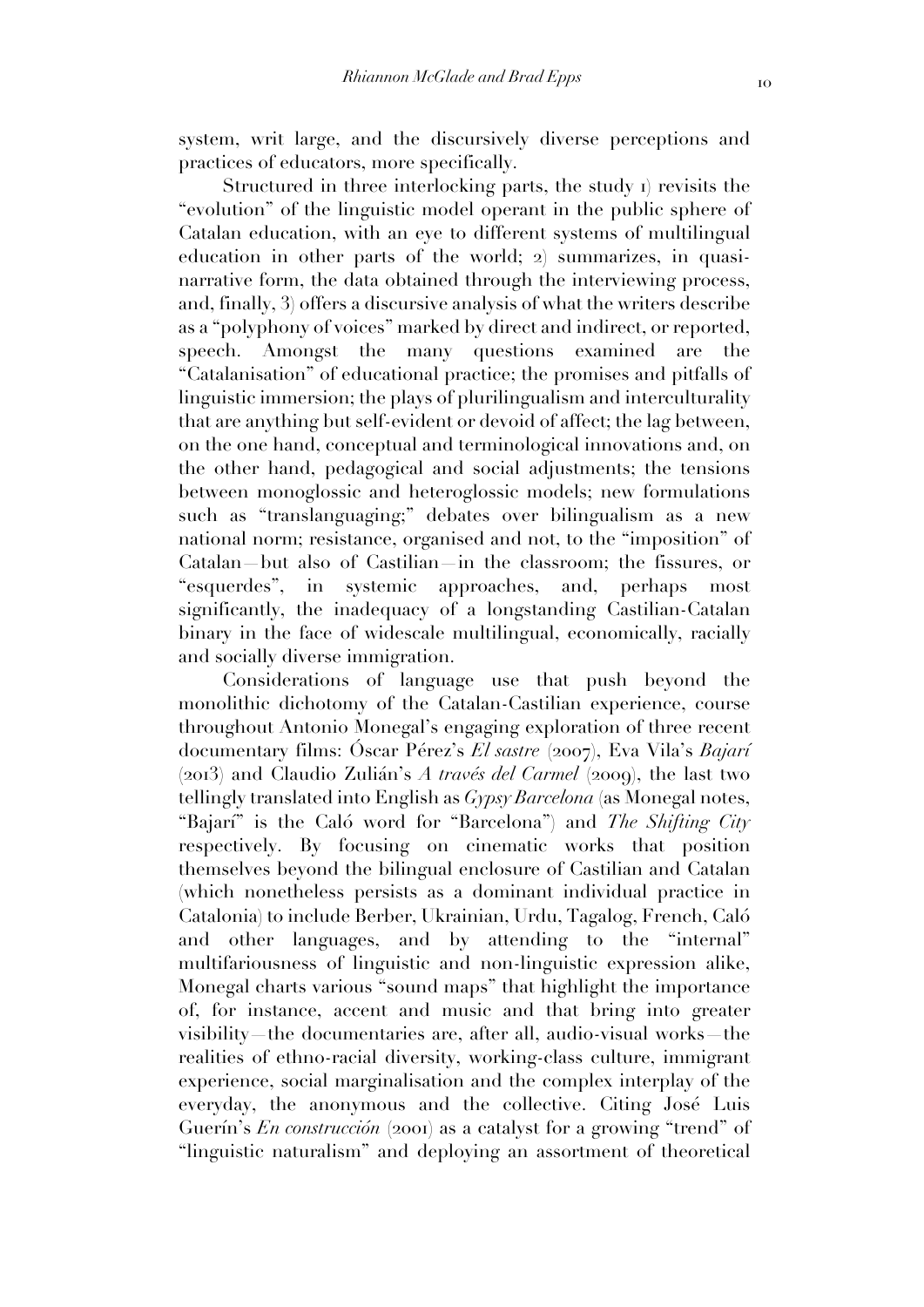system, writ large, and the discursively diverse perceptions and practices of educators, more specifically.

Structured in three interlocking parts, the study 1) revisits the "evolution" of the linguistic model operant in the public sphere of Catalan education, with an eye to different systems of multilingual education in other parts of the world; 2) summarizes, in quasi-narrative form, the data obtained through the interviewing process, and, finally, 3) offers a discursive analysis of what the writers describe as a "polyphony of voices" marked by direct and indirect, or reported, speech. Amongst the many questions examined are the "Catalanisation" of educational practice; the promises and pitfalls of linguistic immersion; the plays of plurilingualism and interculturality that are anything but self-evident or devoid of affect; the lag between, on the one hand, conceptual and terminological innovations and, on the other hand, pedagogical and social adjustments; the tensions between monoglossic and heteroglossic models; new formulations such as "translanguaging;" debates over bilingualism as a new national norm; resistance, organised and not, to the "imposition" of Catalan—but also of Castilian—in the classroom; the fissures, or "esquerdes", in systemic approaches, and, perhaps most significantly, the inadequacy of a longstanding Castilian-Catalan binary in the face of widescale multilingual, economically, racially and socially diverse immigration.

Considerations of language use that push beyond the monolithic dichotomy of the Catalan-Castilian experience, course throughout Antonio Monegal's engaging exploration of three recent documentary films: Óscar Pérez's *El sastre* (2007), Eva Vila's *Bajarí* (2013) and Claudio Zulián's *A través del Carmel* (2009), the last two tellingly translated into English as *Gypsy Barcelona* (as Monegal notes, "Bajarí" is the Caló word for "Barcelona") and *The Shifting City* respectively. By focusing on cinematic works that position themselves beyond the bilingual enclosure of Castilian and Catalan (which nonetheless persists as a dominant individual practice in Catalonia) to include Berber, Ukrainian, Urdu, Tagalog, French, Caló and other languages, and by attending to the "internal" multifariousness of linguistic and non-linguistic expression alike, Monegal charts various "sound maps" that highlight the importance of, for instance, accent and music and that bring into greater visibility—the documentaries are, after all, audio-visual works—the realities of ethno-racial diversity, working-class culture, immigrant experience, social marginalisation and the complex interplay of the everyday, the anonymous and the collective. Citing José Luis Guerín's *En construcción* (2001) as a catalyst for a growing "trend" of "linguistic naturalism" and deploying an assortment of theoretical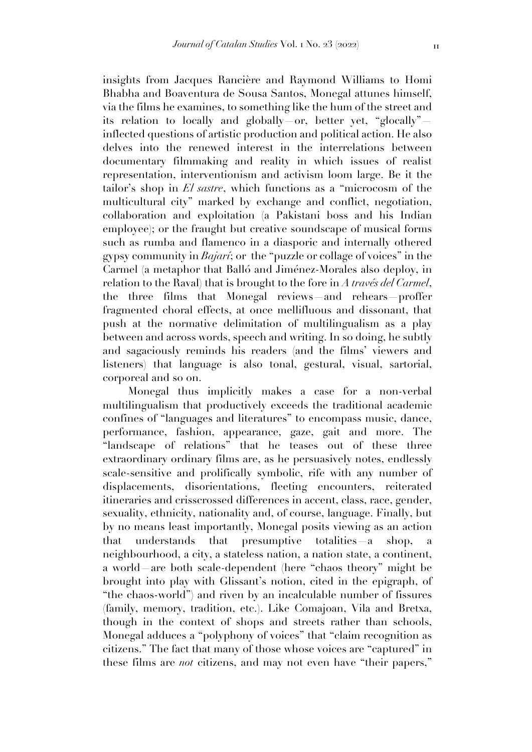insights from Jacques Rancière and Raymond Williams to Homi Bhabha and Boaventura de Sousa Santos, Monegal attunes himself, via the films he examines, to something like the hum of the street and its relation to locally and globally—or, better yet, "glocally"—inflected questions of artistic production and political action. He also delves into the renewed interest in the interrelations between documentary filmmaking and reality in which issues of realist representation, interventionism and activism loom large. Be it the tailor's shop in *El sastre*, which functions as a "microcosm of the multicultural city" marked by exchange and conflict, negotiation, collaboration and exploitation (a Pakistani boss and his Indian employee); or the fraught but creative soundscape of musical forms such as rumba and flamenco in a diasporic and internally othered gypsy community in *Bajarí*; or the "puzzle or collage of voices" in the Carmel (a metaphor that Balló and Jiménez-Morales also deploy, in relation to the Raval) that is brought to the fore in *A través del Carmel*, the three films that Monegal reviews—and rehears—proffer fragmented choral effects, at once mellifluous and dissonant, that push at the normative delimitation of multilingualism as a play between and across words, speech and writing. In so doing, he subtly and sagaciously reminds his readers (and the films' viewers and listeners) that language is also tonal, gestural, visual, sartorial, corporeal and so on.

Monegal thus implicitly makes a case for a non-verbal multilingualism that productively exceeds the traditional academic confines of "languages and literatures" to encompass music, dance, performance, fashion, appearance, gaze, gait and more. The "landscape of relations" that he teases out of these three extraordinary ordinary films are, as he persuasively notes, endlessly scale-sensitive and prolifically symbolic, rife with any number of displacements, disorientations, fleeting encounters, reiterated itineraries and crisscrossed differences in accent, class, race, gender, sexuality, ethnicity, nationality and, of course, language. Finally, but by no means least importantly, Monegal posits viewing as an action that understands that presumptive totalities—a shop, a neighbourhood, a city, a stateless nation, a nation state, a continent, a world—are both scale-dependent (here "chaos theory" might be brought into play with Glissant's notion, cited in the epigraph, of "the chaos-world") and riven by an incalculable number of fissures (family, memory, tradition, etc.). Like Comajoan, Vila and Bretxa, though in the context of shops and streets rather than schools, Monegal adduces a "polyphony of voices" that "claim recognition as citizens." The fact that many of those whose voices are "captured" in these films are *not* citizens, and may not even have "their papers,"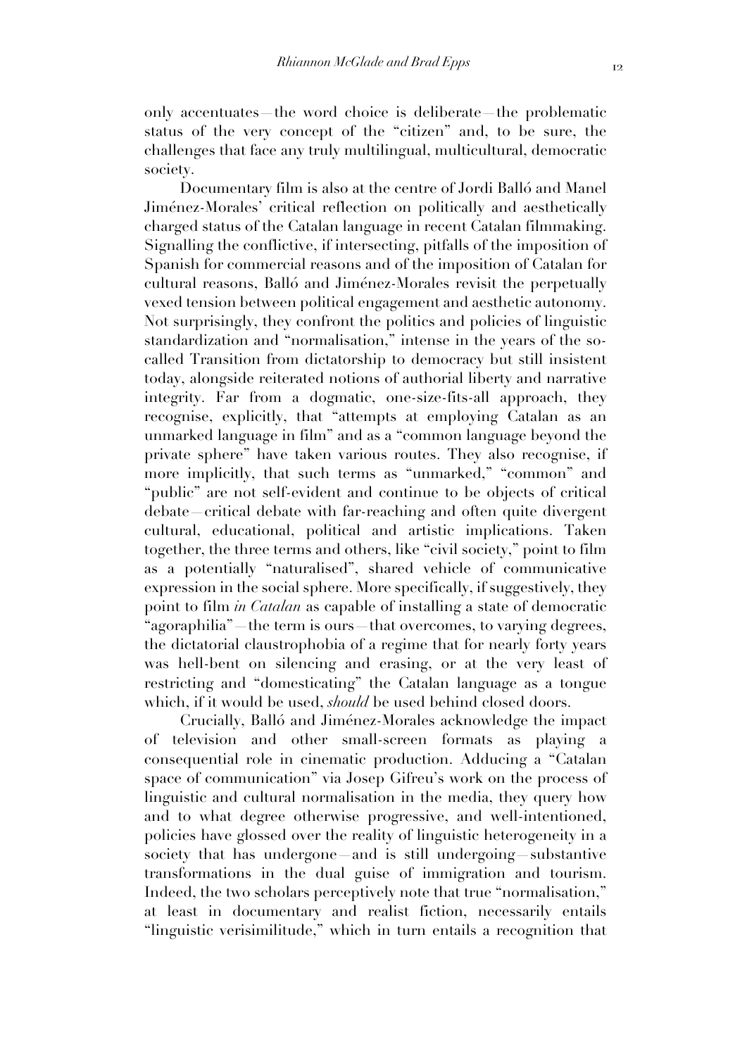only accentuates—the word choice is deliberate—the problematic status of the very concept of the "citizen" and, to be sure, the challenges that face any truly multilingual, multicultural, democratic society.

Documentary film is also at the centre of Jordi Balló and Manel Jiménez-Morales' critical reflection on politically and aesthetically charged status of the Catalan language in recent Catalan filmmaking. Signalling the conflictive, if intersecting, pitfalls of the imposition of Spanish for commercial reasons and of the imposition of Catalan for cultural reasons, Balló and Jiménez-Morales revisit the perpetually vexed tension between political engagement and aesthetic autonomy. Not surprisingly, they confront the politics and policies of linguistic standardization and "normalisation," intense in the years of the so-called Transition from dictatorship to democracy but still insistent today, alongside reiterated notions of authorial liberty and narrative integrity. Far from a dogmatic, one-size-fits-all approach, they recognise, explicitly, that "attempts at employing Catalan as an unmarked language in film" and as a "common language beyond the private sphere" have taken various routes. They also recognise, if more implicitly, that such terms as "unmarked," "common" and "public" are not self-evident and continue to be objects of critical debate—critical debate with far-reaching and often quite divergent cultural, educational, political and artistic implications. Taken together, the three terms and others, like "civil society," point to film as a potentially "naturalised", shared vehicle of communicative expression in the social sphere. More specifically, if suggestively, they point to film *in Catalan* as capable of installing a state of democratic "agoraphilia"—the term is ours—that overcomes, to varying degrees, the dictatorial claustrophobia of a regime that for nearly forty years was hell-bent on silencing and erasing, or at the very least of restricting and "domesticating" the Catalan language as a tongue which, if it would be used, *should* be used behind closed doors.

Crucially, Balló and Jiménez-Morales acknowledge the impact of television and other small-screen formats as playing a consequential role in cinematic production. Adducing a "Catalan space of communication" via Josep Gifreu's work on the process of linguistic and cultural normalisation in the media, they query how and to what degree otherwise progressive, and well-intentioned, policies have glossed over the reality of linguistic heterogeneity in a society that has undergone—and is still undergoing—substantive transformations in the dual guise of immigration and tourism. Indeed, the two scholars perceptively note that true "normalisation," at least in documentary and realist fiction, necessarily entails "linguistic verisimilitude," which in turn entails a recognition that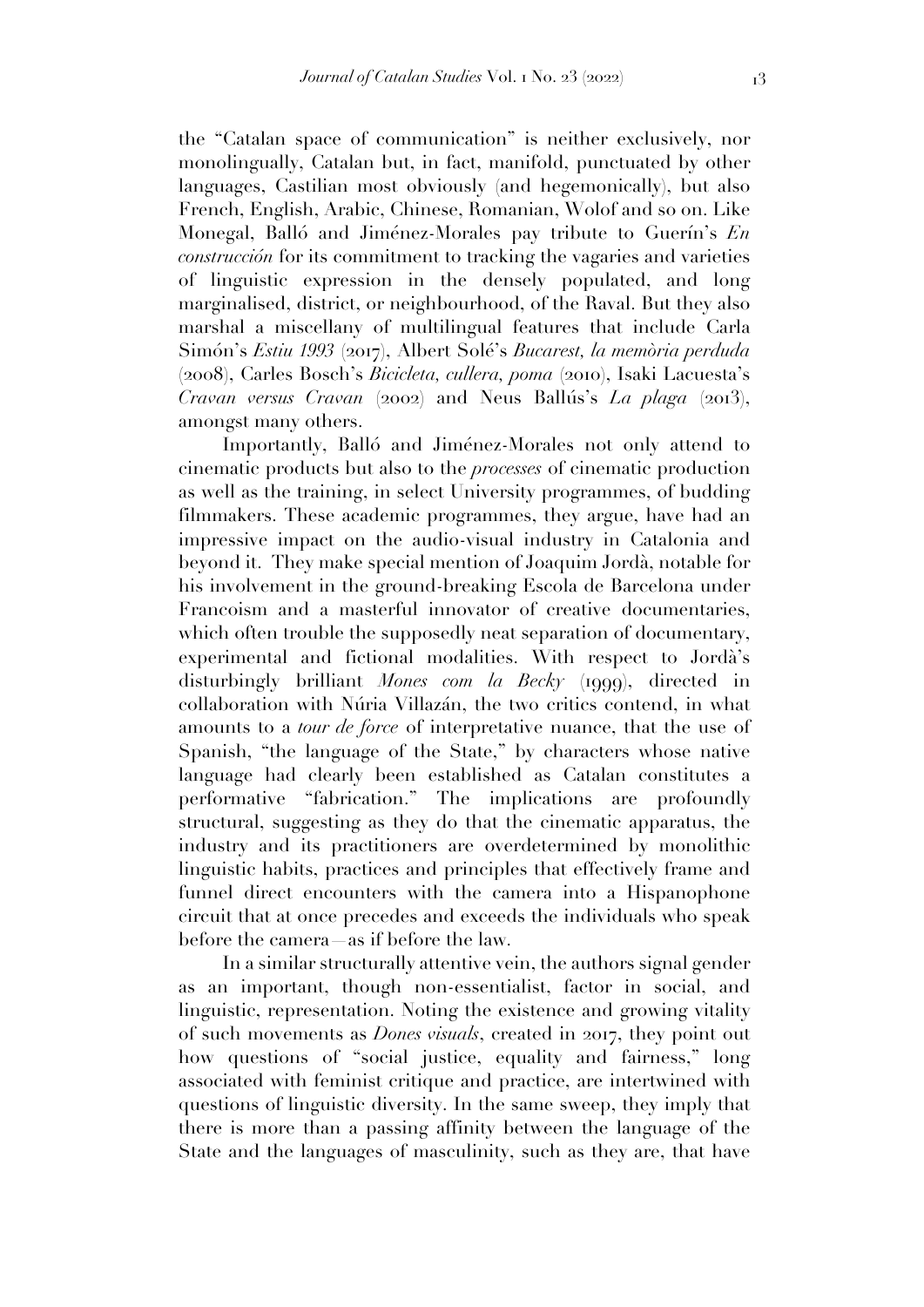the "Catalan space of communication" is neither exclusively, nor monolingually, Catalan but, in fact, manifold, punctuated by other languages, Castilian most obviously (and hegemonically), but also French, English, Arabic, Chinese, Romanian, Wolof and so on. Like Monegal, Balló and Jiménez-Morales pay tribute to Guerín's *En construcción* for its commitment to tracking the vagaries and varieties of linguistic expression in the densely populated, and long marginalised, district, or neighbourhood, of the Raval. But they also marshal a miscellany of multilingual features that include Carla Simón's *Estiu 1993* (2017), Albert Solé's *Bucarest, la memòria perduda* (2008), Carles Bosch's *Bicicleta, cullera, poma* (2010), Isaki Lacuesta's *Cravan versus Cravan* (2002) and Neus Ballús's *La plaga* (2013), amongst many others.

Importantly, Balló and Jiménez-Morales not only attend to cinematic products but also to the *processes* of cinematic production as well as the training, in select University programmes, of budding filmmakers. These academic programmes, they argue, have had an impressive impact on the audio-visual industry in Catalonia and beyond it. They make special mention of Joaquim Jordà, notable for his involvement in the ground-breaking Escola de Barcelona under Francoism and a masterful innovator of creative documentaries, which often trouble the supposedly neat separation of documentary, experimental and fictional modalities. With respect to Jordà's disturbingly brilliant *Mones com la Becky* (1999), directed in collaboration with Núria Villazán, the two critics contend, in what amounts to a *tour de force* of interpretative nuance, that the use of Spanish, "the language of the State," by characters whose native language had clearly been established as Catalan constitutes a performative "fabrication." The implications are profoundly structural, suggesting as they do that the cinematic apparatus, the industry and its practitioners are overdetermined by monolithic linguistic habits, practices and principles that effectively frame and funnel direct encounters with the camera into a Hispanophone circuit that at once precedes and exceeds the individuals who speak before the camera—as if before the law.

In a similar structurally attentive vein, the authors signal gender as an important, though non-essentialist, factor in social, and linguistic, representation. Noting the existence and growing vitality of such movements as *Dones visuals*, created in 2017, they point out how questions of "social justice, equality and fairness," long associated with feminist critique and practice, are intertwined with questions of linguistic diversity. In the same sweep, they imply that there is more than a passing affinity between the language of the State and the languages of masculinity, such as they are, that have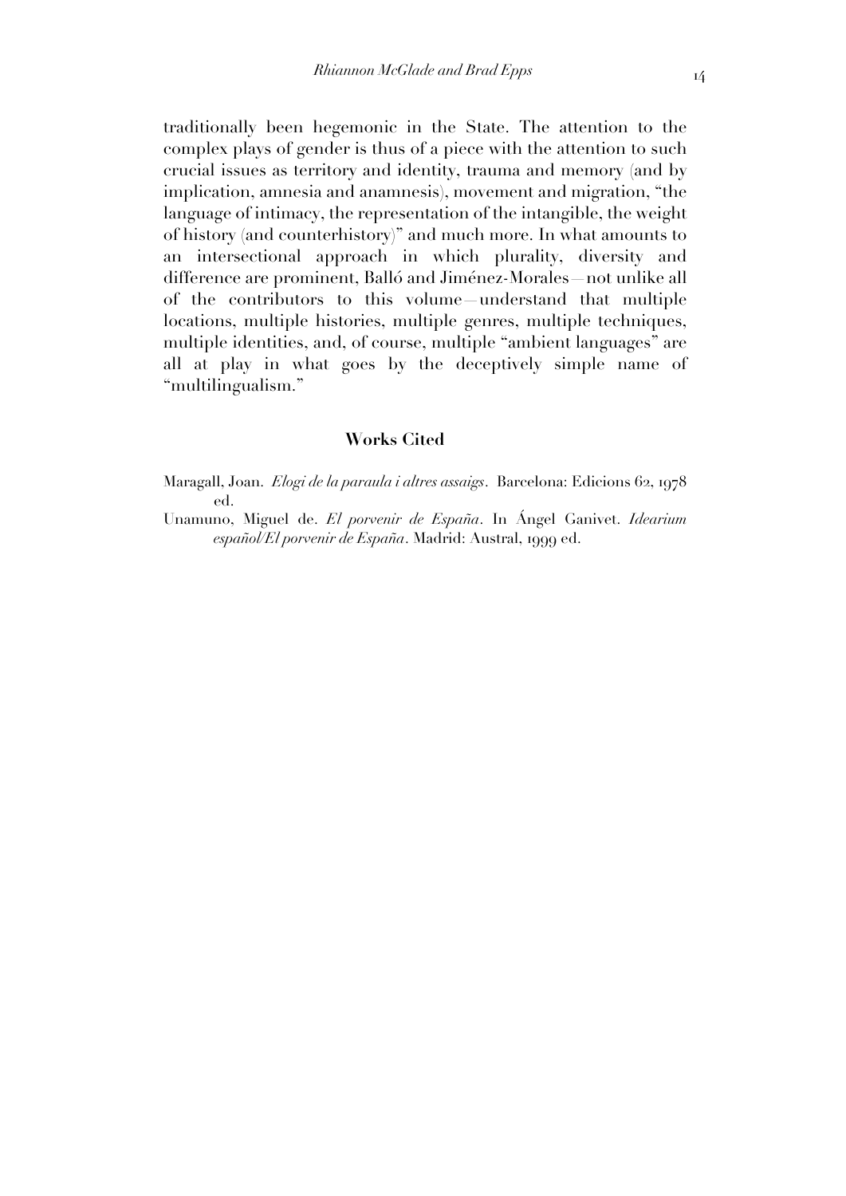traditionally been hegemonic in the State. The attention to the complex plays of gender is thus of a piece with the attention to such crucial issues as territory and identity, trauma and memory (and by implication, amnesia and anamnesis), movement and migration, "the language of intimacy, the representation of the intangible, the weight of history (and counterhistory)" and much more. In what amounts to an intersectional approach in which plurality, diversity and difference are prominent, Balló and Jiménez-Morales—not unlike all of the contributors to this volume—understand that multiple locations, multiple histories, multiple genres, multiple techniques, multiple identities, and, of course, multiple "ambient languages" are all at play in what goes by the deceptively simple name of "multilingualism."

## Works Cited

Maragall, Joan. *Elogi de la paraula i altres assaigs*. Barcelona: Edicions 62, 1978 ed.

Unamuno, Miguel de. *El porvenir de España*. In Ángel Ganivet. *Idearium español/El porvenir de España*. Madrid: Austral, 1999 ed.